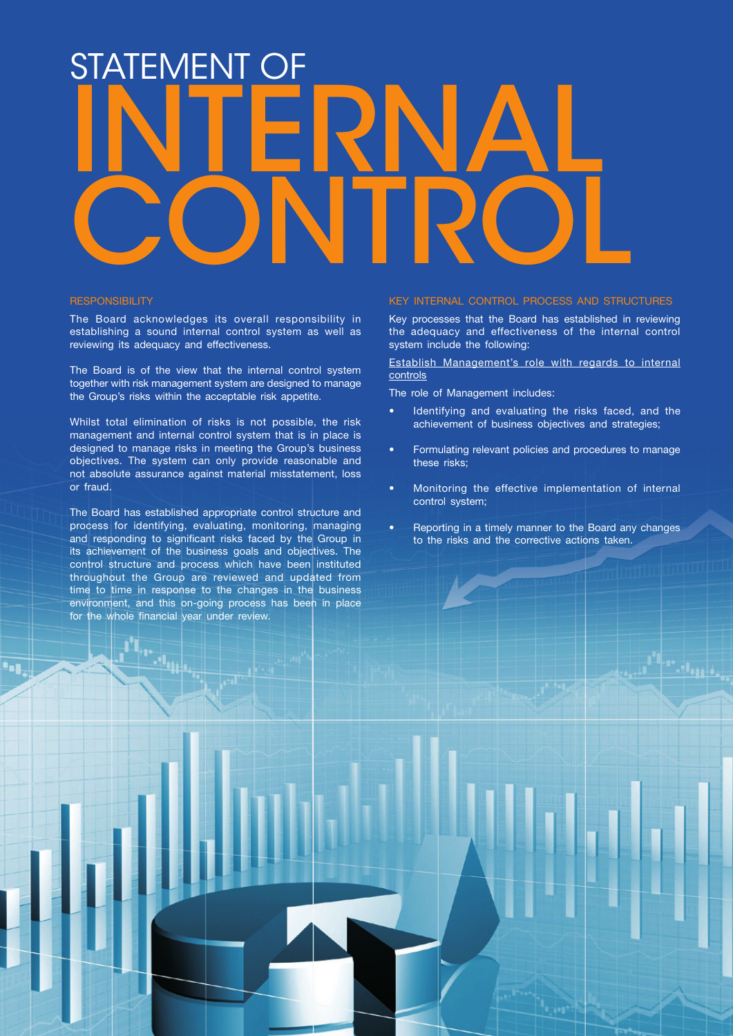# STATEMENT OF INTERNAL CONTROL

## RESPONSIBILITY

The Board acknowledges its overall responsibility in establishing a sound internal control system as well as reviewing its adequacy and effectiveness.

The Board is of the view that the internal control system together with risk management system are designed to manage the Group's risks within the acceptable risk appetite.

Whilst total elimination of risks is not possible, the risk management and internal control system that is in place is designed to manage risks in meeting the Group's business objectives. The system can only provide reasonable and not absolute assurance against material misstatement, loss or fraud.

The Board has established appropriate control structure and process for identifying, evaluating, monitoring, managing and responding to significant risks faced by the Group in its achievement of the business goals and objectives. The control structure and process which have been instituted throughout the Group are reviewed and updated from time to time in response to the changes in the business environment, and this on-going process has been in place for the whole financial year under review.

## KEY INTERNAL CONTROL PROCESS AND STRUCTURES

Key processes that the Board has established in reviewing the adequacy and effectiveness of the internal control system include the following:

<u>Establish Management's role with regards to internal controls</u>

The role of Management includes:

- Identifying and evaluating the risks faced, and the achievement of business objectives and strategies;
- Formulating relevant policies and procedures to manage these risks;
- Monitoring the effective implementation of internal control system;
- Reporting in a timely manner to the Board any changes to the risks and the corrective actions taken.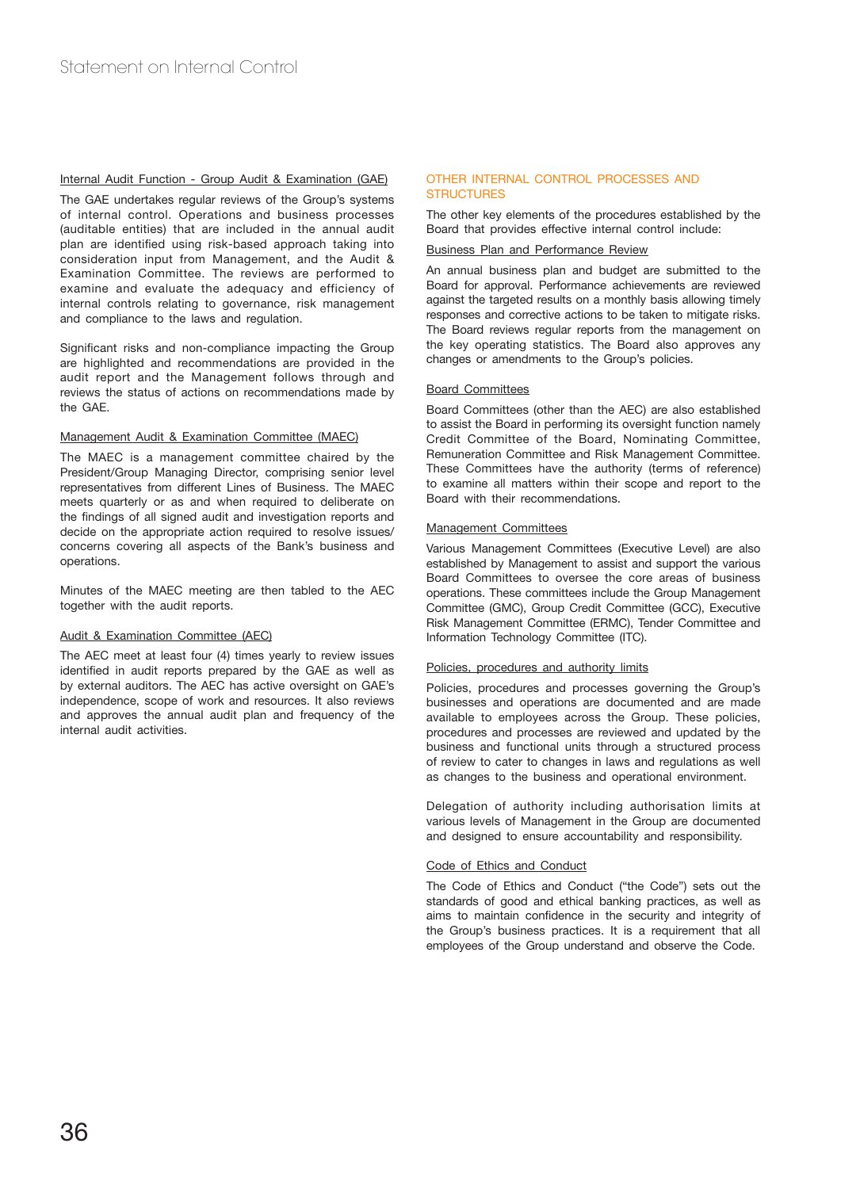#### Internal Audit Function - Group Audit & Examination (GAE)

The GAE undertakes regular reviews of the Group's systems of internal control. Operations and business processes (auditable entities) that are included in the annual audit plan are identified using risk-based approach taking into consideration input from Management, and the Audit & Examination Committee. The reviews are performed to examine and evaluate the adequacy and efficiency of internal controls relating to governance, risk management and compliance to the laws and regulation.

Significant risks and non-compliance impacting the Group are highlighted and recommendations are provided in the audit report and the Management follows through and reviews the status of actions on recommendations made by the GAE.

#### Management Audit & Examination Committee (MAEC)

The MAEC is a management committee chaired by the President/Group Managing Director, comprising senior level representatives from different Lines of Business. The MAEC meets quarterly or as and when required to deliberate on the findings of all signed audit and investigation reports and decide on the appropriate action required to resolve issues/ concerns covering all aspects of the Bank's business and operations.

Minutes of the MAEC meeting are then tabled to the AEC together with the audit reports.

#### Audit & Examination Committee (AEC)

The AEC meet at least four (4) times yearly to review issues identified in audit reports prepared by the GAE as well as by external auditors. The AEC has active oversight on GAE's independence, scope of work and resources. It also reviews and approves the annual audit plan and frequency of the internal audit activities.

### OTHER INTERNAL CONTROL PROCESSES AND STRUCTURES

The other key elements of the procedures established by the Board that provides effective internal control include:

#### Business Plan and Performance Review

An annual business plan and budget are submitted to the Board for approval. Performance achievements are reviewed against the targeted results on a monthly basis allowing timely responses and corrective actions to be taken to mitigate risks. The Board reviews regular reports from the management on the key operating statistics. The Board also approves any changes or amendments to the Group's policies.

#### Board Committees

Board Committees (other than the AEC) are also established to assist the Board in performing its oversight function namely Credit Committee of the Board, Nominating Committee, Remuneration Committee and Risk Management Committee. These Committees have the authority (terms of reference) to examine all matters within their scope and report to the Board with their recommendations.

#### Management Committees

Various Management Committees (Executive Level) are also established by Management to assist and support the various Board Committees to oversee the core areas of business operations. These committees include the Group Management Committee (GMC), Group Credit Committee (GCC), Executive Risk Management Committee (ERMC), Tender Committee and Information Technology Committee (ITC).

#### Policies, procedures and authority limits

Policies, procedures and processes governing the Group's businesses and operations are documented and are made available to employees across the Group. These policies, procedures and processes are reviewed and updated by the business and functional units through a structured process of review to cater to changes in laws and regulations as well as changes to the business and operational environment.

Delegation of authority including authorisation limits at various levels of Management in the Group are documented and designed to ensure accountability and responsibility.

#### Code of Ethics and Conduct

The Code of Ethics and Conduct ("the Code") sets out the standards of good and ethical banking practices, as well as aims to maintain confidence in the security and integrity of the Group's business practices. It is a requirement that all employees of the Group understand and observe the Code.